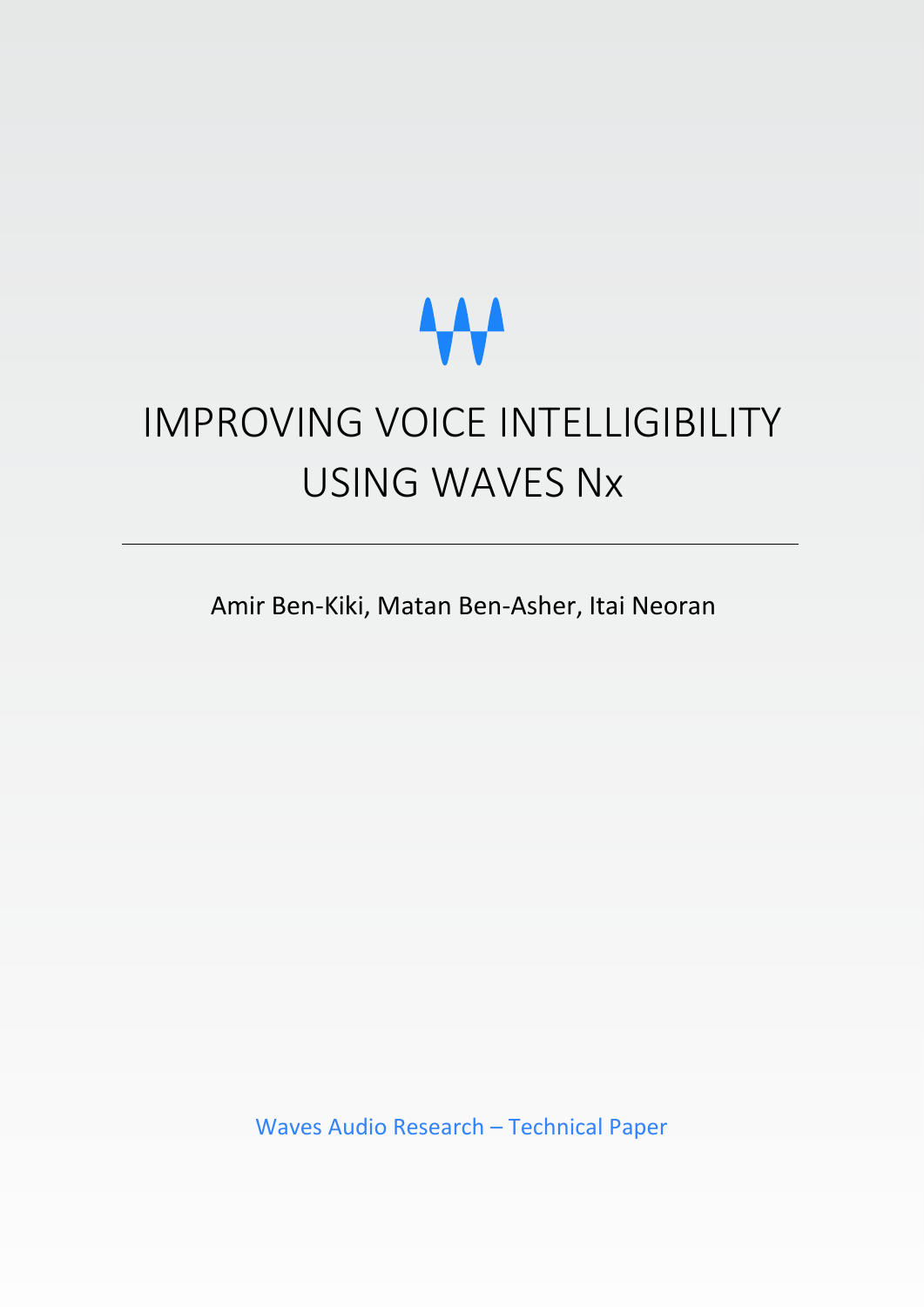# IMPROVING VOICE INTELLIGIBILITY USING WAVES Nx

---

Amir Ben-Kiki, Matan Ben-Asher, Itai Neoran

Waves Audio Research – Technical Paper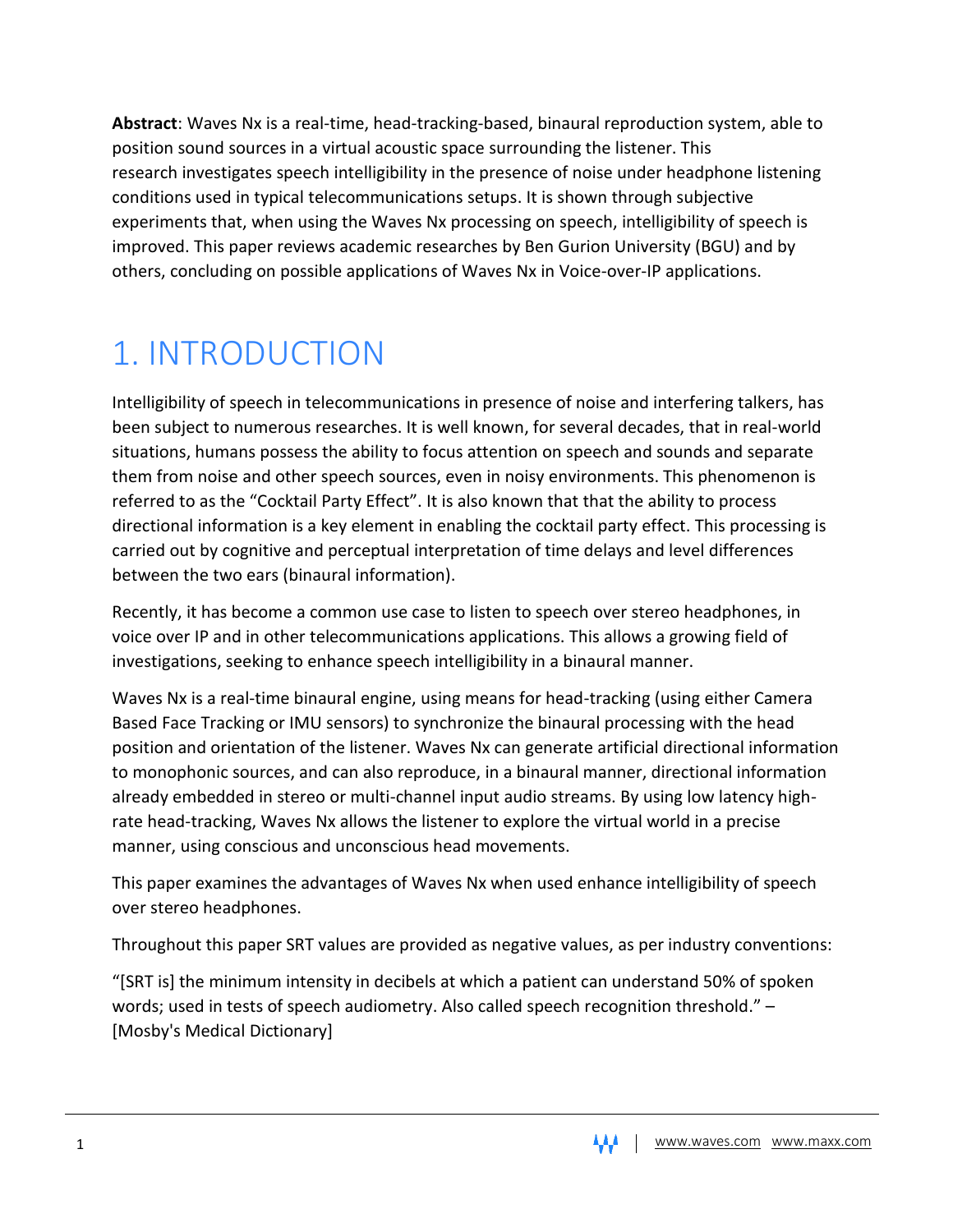**Abstract**: Waves Nx is a real-time, head-tracking-based, binaural reproduction system, able to position sound sources in a virtual acoustic space surrounding the listener. This research investigates speech intelligibility in the presence of noise under headphone listening conditions used in typical telecommunications setups. It is shown through subjective experiments that, when using the Waves Nx processing on speech, intelligibility of speech is improved. This paper reviews academic researches by Ben Gurion University (BGU) and by others, concluding on possible applications of Waves Nx in Voice-over-IP applications.

# 1. INTRODUCTION

Intelligibility of speech in telecommunications in presence of noise and interfering talkers, has been subject to numerous researches. It is well known, for several decades, that in real-world situations, humans possess the ability to focus attention on speech and sounds and separate them from noise and other speech sources, even in noisy environments. This phenomenon is referred to as the "Cocktail Party Effect". It is also known that that the ability to process directional information is a key element in enabling the cocktail party effect. This processing is carried out by cognitive and perceptual interpretation of time delays and level differences between the two ears (binaural information).

Recently, it has become a common use case to listen to speech over stereo headphones, in voice over IP and in other telecommunications applications. This allows a growing field of investigations, seeking to enhance speech intelligibility in a binaural manner.

Waves Nx is a real-time binaural engine, using means for head-tracking (using either Camera Based Face Tracking or IMU sensors) to synchronize the binaural processing with the head position and orientation of the listener. Waves Nx can generate artificial directional information to monophonic sources, and can also reproduce, in a binaural manner, directional information already embedded in stereo or multi-channel input audio streams. By using low latency high-rate head-tracking, Waves Nx allows the listener to explore the virtual world in a precise manner, using conscious and unconscious head movements.

This paper examines the advantages of Waves Nx when used enhance intelligibility of speech over stereo headphones.

Throughout this paper SRT values are provided as negative values, as per industry conventions:

"[SRT is] the minimum intensity in decibels at which a patient can understand 50% of spoken words; used in tests of speech audiometry. Also called speech recognition threshold." – [Mosby's Medical Dictionary]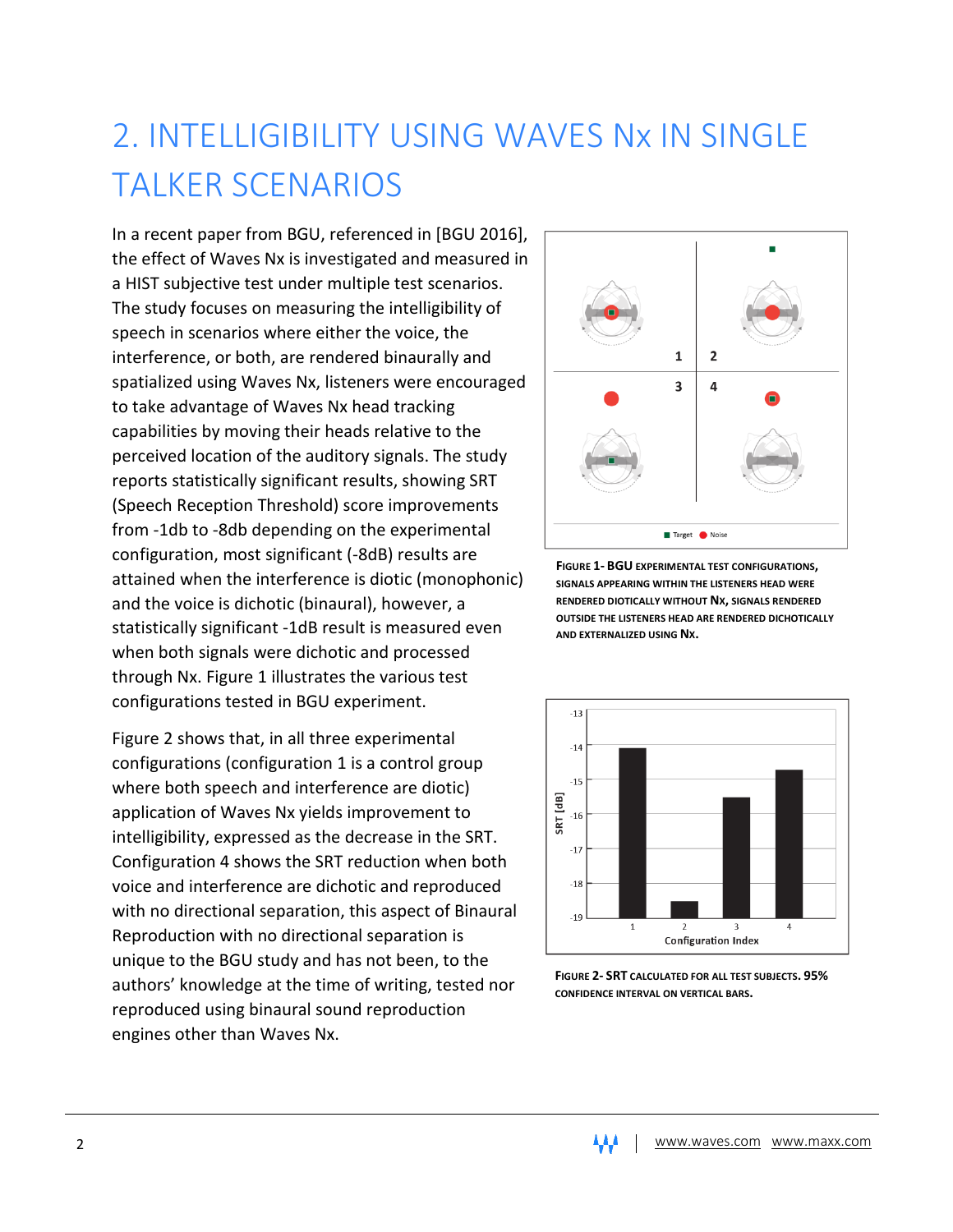# 2. INTELLIGIBILITY USING WAVES Nx IN SINGLE TALKER SCENARIOS

In a recent paper from BGU, referenced in [BGU 2016], the effect of Waves Nx is investigated and measured in a HIST subjective test under multiple test scenarios. The study focuses on measuring the intelligibility of speech in scenarios where either the voice, the interference, or both, are rendered binaurally and spatialized using Waves Nx, listeners were encouraged to take advantage of Waves Nx head tracking capabilities by moving their heads relative to the perceived location of the auditory signals. The study reports statistically significant results, showing SRT (Speech Reception Threshold) score improvements from -1db to -8db depending on the experimental configuration, most significant (-8dB) results are attained when the interference is diotic (monophonic) and the voice is dichotic (binaural), however, a statistically significant -1dB result is measured even when both signals were dichotic and processed through Nx. Figure 1 illustrates the various test configurations tested in BGU experiment.

**FIGURE 1- BGU EXPERIMENTAL TEST CONFIGURATIONS, SIGNALS APPEARING WITHIN THE LISTENERS HEAD WERE RENDERED DIOTICALLY WITHOUT Nx, SIGNALS RENDERED OUTSIDE THE LISTENERS HEAD ARE RENDERED DICHOTICALLY AND EXTERNALIZED USING Nx.**

Figure 2 shows that, in all three experimental configurations (configuration 1 is a control group where both speech and interference are diotic) application of Waves Nx yields improvement to intelligibility, expressed as the decrease in the SRT. Configuration 4 shows the SRT reduction when both voice and interference are dichotic and reproduced with no directional separation, this aspect of Binaural Reproduction with no directional separation is unique to the BGU study and has not been, to the authors' knowledge at the time of writing, tested nor reproduced using binaural sound reproduction engines other than Waves Nx.

**FIGURE 2- SRT CALCULATED FOR ALL TEST SUBJECTS. 95% CONFIDENCE INTERVAL ON VERTICAL BARS.**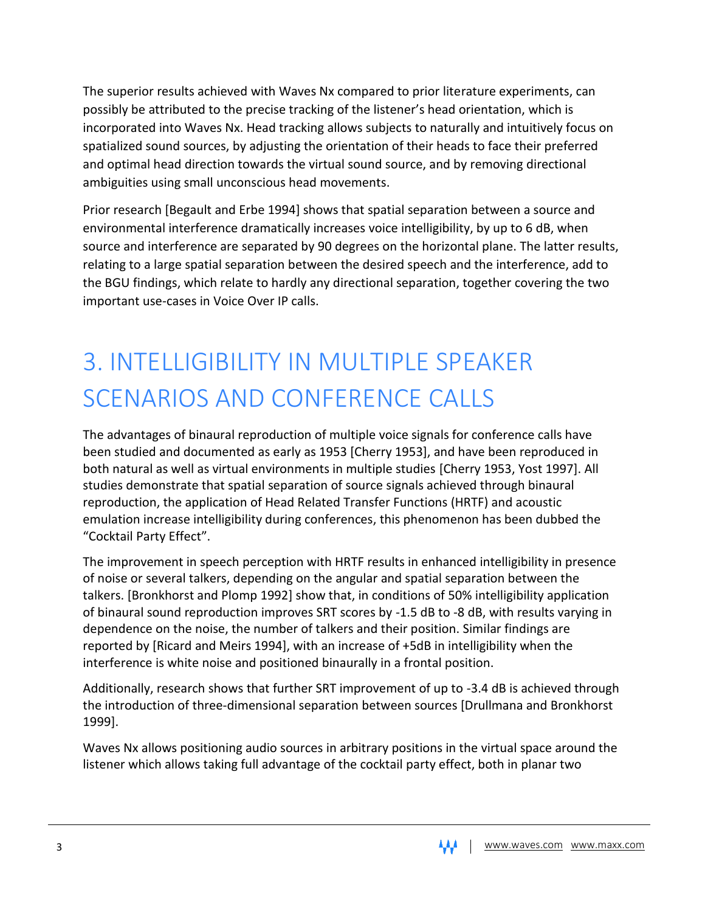The superior results achieved with Waves Nx compared to prior literature experiments, can possibly be attributed to the precise tracking of the listener's head orientation, which is incorporated into Waves Nx. Head tracking allows subjects to naturally and intuitively focus on spatialized sound sources, by adjusting the orientation of their heads to face their preferred and optimal head direction towards the virtual sound source, and by removing directional ambiguities using small unconscious head movements.

Prior research [Begault and Erbe 1994] shows that spatial separation between a source and environmental interference dramatically increases voice intelligibility, by up to 6 dB, when source and interference are separated by 90 degrees on the horizontal plane. The latter results, relating to a large spatial separation between the desired speech and the interference, add to the BGU findings, which relate to hardly any directional separation, together covering the two important use-cases in Voice Over IP calls.

# 3. INTELLIGIBILITY IN MULTIPLE SPEAKER SCENARIOS AND CONFERENCE CALLS

The advantages of binaural reproduction of multiple voice signals for conference calls have been studied and documented as early as 1953 [Cherry 1953], and have been reproduced in both natural as well as virtual environments in multiple studies [Cherry 1953, Yost 1997]. All studies demonstrate that spatial separation of source signals achieved through binaural reproduction, the application of Head Related Transfer Functions (HRTF) and acoustic emulation increase intelligibility during conferences, this phenomenon has been dubbed the "Cocktail Party Effect".

The improvement in speech perception with HRTF results in enhanced intelligibility in presence of noise or several talkers, depending on the angular and spatial separation between the talkers. [Bronkhorst and Plomp 1992] show that, in conditions of 50% intelligibility application of binaural sound reproduction improves SRT scores by -1.5 dB to -8 dB, with results varying in dependence on the noise, the number of talkers and their position. Similar findings are reported by [Ricard and Meirs 1994], with an increase of +5dB in intelligibility when the interference is white noise and positioned binaurally in a frontal position.

Additionally, research shows that further SRT improvement of up to -3.4 dB is achieved through the introduction of three-dimensional separation between sources [Drullmana and Bronkhorst 1999].

Waves Nx allows positioning audio sources in arbitrary positions in the virtual space around the listener which allows taking full advantage of the cocktail party effect, both in planar two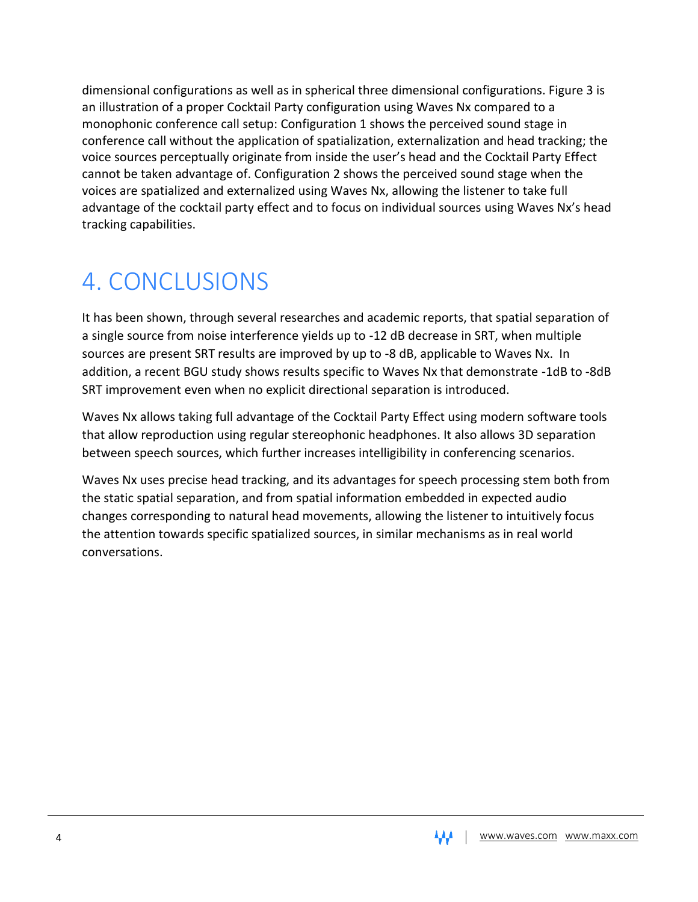dimensional configurations as well as in spherical three dimensional configurations. Figure 3 is an illustration of a proper Cocktail Party configuration using Waves Nx compared to a monophonic conference call setup: Configuration 1 shows the perceived sound stage in conference call without the application of spatialization, externalization and head tracking; the voice sources perceptually originate from inside the user's head and the Cocktail Party Effect cannot be taken advantage of. Configuration 2 shows the perceived sound stage when the voices are spatialized and externalized using Waves Nx, allowing the listener to take full advantage of the cocktail party effect and to focus on individual sources using Waves Nx's head tracking capabilities.

# 4. CONCLUSIONS

It has been shown, through several researches and academic reports, that spatial separation of a single source from noise interference yields up to -12 dB decrease in SRT, when multiple sources are present SRT results are improved by up to -8 dB, applicable to Waves Nx. In addition, a recent BGU study shows results specific to Waves Nx that demonstrate -1dB to -8dB SRT improvement even when no explicit directional separation is introduced.

Waves Nx allows taking full advantage of the Cocktail Party Effect using modern software tools that allow reproduction using regular stereophonic headphones. It also allows 3D separation between speech sources, which further increases intelligibility in conferencing scenarios.

Waves Nx uses precise head tracking, and its advantages for speech processing stem both from the static spatial separation, and from spatial information embedded in expected audio changes corresponding to natural head movements, allowing the listener to intuitively focus the attention towards specific spatialized sources, in similar mechanisms as in real world conversations.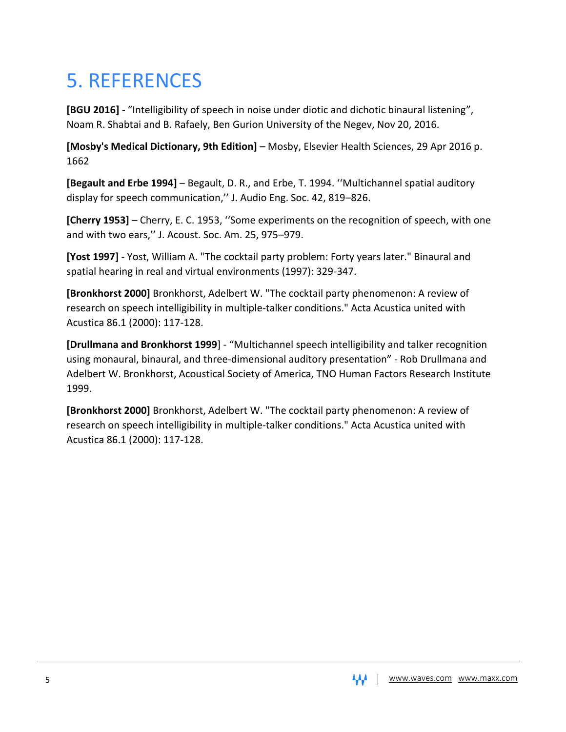# 5. REFERENCES

**[BGU 2016]** - “Intelligibility of speech in noise under diotic and dichotic binaural listening”, Noam R. Shabtai and B. Rafaely, Ben Gurion University of the Negev, Nov 20, 2016.

**[Mosby's Medical Dictionary, 9th Edition]** – Mosby, Elsevier Health Sciences, 29 Apr 2016 p. 1662

**[Begault and Erbe 1994]** – Begault, D. R., and Erbe, T. 1994. ‘‘Multichannel spatial auditory display for speech communication,’’ J. Audio Eng. Soc. 42, 819–826.

**[Cherry 1953]** – Cherry, E. C. 1953, ‘‘Some experiments on the recognition of speech, with one and with two ears,’’ J. Acoust. Soc. Am. 25, 975–979.

**[Yost 1997]** - Yost, William A. "The cocktail party problem: Forty years later." Binaural and spatial hearing in real and virtual environments (1997): 329-347.

**[Bronkhorst 2000]** Bronkhorst, Adelbert W. "The cocktail party phenomenon: A review of research on speech intelligibility in multiple-talker conditions." Acta Acustica united with Acustica 86.1 (2000): 117-128.

**[Drullmana and Bronkhorst 1999**] - “Multichannel speech intelligibility and talker recognition using monaural, binaural, and three-dimensional auditory presentation” - Rob Drullmana and Adelbert W. Bronkhorst, Acoustical Society of America, TNO Human Factors Research Institute 1999.

**[Bronkhorst 2000]** Bronkhorst, Adelbert W. "The cocktail party phenomenon: A review of research on speech intelligibility in multiple-talker conditions." Acta Acustica united with Acustica 86.1 (2000): 117-128.